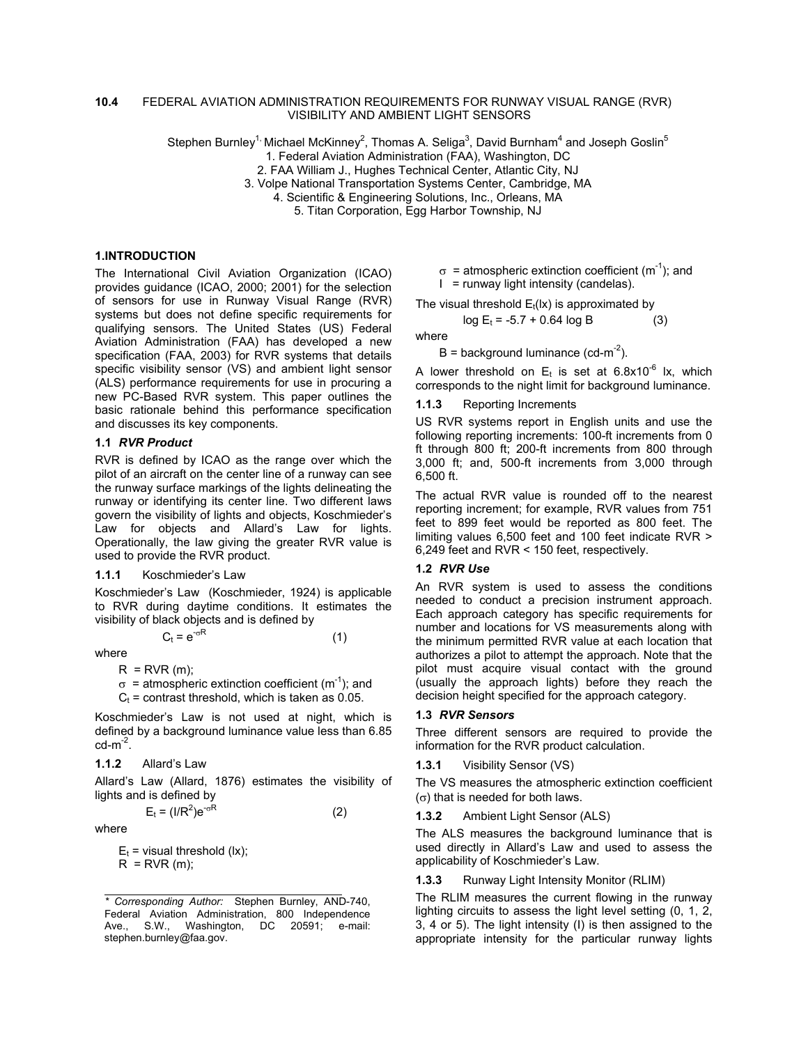# 10.4 FEDERAL AVIATION ADMINISTRATION REQUIREMENTS FOR RUNWAY VISUAL RANGE (RVR) VISIBILITY AND AMBIENT LIGHT SENSORS

Stephen Burnley[1,*] Michael McKinney[2], Thomas A. Seliga[3], David Burnham[4] and Joseph Goslin[5]

1. Federal Aviation Administration (FAA), Washington, DC
2. FAA William J., Hughes Technical Center, Atlantic City, NJ
3. Volpe National Transportation Systems Center, Cambridge, MA
4. Scientific & Engineering Solutions, Inc., Orleans, MA
5. Titan Corporation, Egg Harbor Township, NJ

## 1. INTRODUCTION

The International Civil Aviation Organization (ICAO) provides guidance (ICAO, 2000; 2001) for the selection of sensors for use in Runway Visual Range (RVR) systems but does not define specific requirements for qualifying sensors. The United States (US) Federal Aviation Administration (FAA) has developed a new specification (FAA, 2003) for RVR systems that details specific visibility sensor (VS) and ambient light sensor (ALS) performance requirements for use in procuring a new PC-Based RVR system. This paper outlines the basic rationale behind this performance specification and discusses its key components.

### 1.1 *RVR Product*

RVR is defined by ICAO as the range over which the pilot of an aircraft on the center line of a runway can see the runway surface markings of the lights delineating the runway or identifying its center line. Two different laws govern the visibility of lights and objects, Koschmieder's Law for objects and Allard's Law for lights. Operationally, the law giving the greater RVR value is used to provide the RVR product.

#### 1.1.1 Koschmieder's Law

Koschmieder's Law (Koschmieder, 1924) is applicable to RVR during daytime conditions. It estimates the visibility of black objects and is defined by

$$C_t = e^{-\sigma R} \qquad (1)$$

where

- $R$ = RVR (m);
- $\sigma$ = atmospheric extinction coefficient ($m^{-1}$); and
- $C_t$ = contrast threshold, which is taken as 0.05.

Koschmieder's Law is not used at night, which is defined by a background luminance value less than 6.85 $cd\text{-}m^{-2}$.

#### 1.1.2 Allard's Law

Allard's Law (Allard, 1876) estimates the visibility of lights and is defined by

$$E_t = (I/R^2)e^{-\sigma R} \qquad (2)$$

where

- $E_t$ = visual threshold (lx);
- $R$ = RVR (m);
- $\sigma$ = atmospheric extinction coefficient ($m^{-1}$); and
- $I$ = runway light intensity (candelas).

The visual threshold $E_t$(lx) is approximated by

$$\log E_t = -5.7 + 0.64 \log B \qquad (3)$$

where

- $B$ = background luminance ($cd\text{-}m^{-2}$).

A lower threshold on $E_t$ is set at $6.8 \times 10^{-6}$ lx, which corresponds to the night limit for background luminance.

#### 1.1.3 Reporting Increments

US RVR systems report in English units and use the following reporting increments: 100-ft increments from 0 ft through 800 ft; 200-ft increments from 800 through 3,000 ft; and, 500-ft increments from 3,000 through 6,500 ft.

The actual RVR value is rounded off to the nearest reporting increment; for example, RVR values from 751 feet to 899 feet would be reported as 800 feet. The limiting values 6,500 feet and 100 feet indicate RVR > 6,249 feet and RVR < 150 feet, respectively.

### 1.2 *RVR Use*

An RVR system is used to assess the conditions needed to conduct a precision instrument approach. Each approach category has specific requirements for number and locations for VS measurements along with the minimum permitted RVR value at each location that authorizes a pilot to attempt the approach. Note that the pilot must acquire visual contact with the ground (usually the approach lights) before they reach the decision height specified for the approach category.

### 1.3 *RVR Sensors*

Three different sensors are required to provide the information for the RVR product calculation.

#### 1.3.1 Visibility Sensor (VS)

The VS measures the atmospheric extinction coefficient ($\sigma$) that is needed for both laws.

#### 1.3.2 Ambient Light Sensor (ALS)

The ALS measures the background luminance that is used directly in Allard's Law and used to assess the applicability of Koschmieder's Law.

#### 1.3.3 Runway Light Intensity Monitor (RLIM)

The RLIM measures the current flowing in the runway lighting circuits to assess the light level setting (0, 1, 2, 3, 4 or 5). The light intensity (I) is then assigned to the appropriate intensity for the particular runway lights

---

\* *Corresponding Author:* Stephen Burnley, AND-740, Federal Aviation Administration, 800 Independence Ave., S.W., Washington, DC 20591; e-mail: stephen.burnley@faa.gov.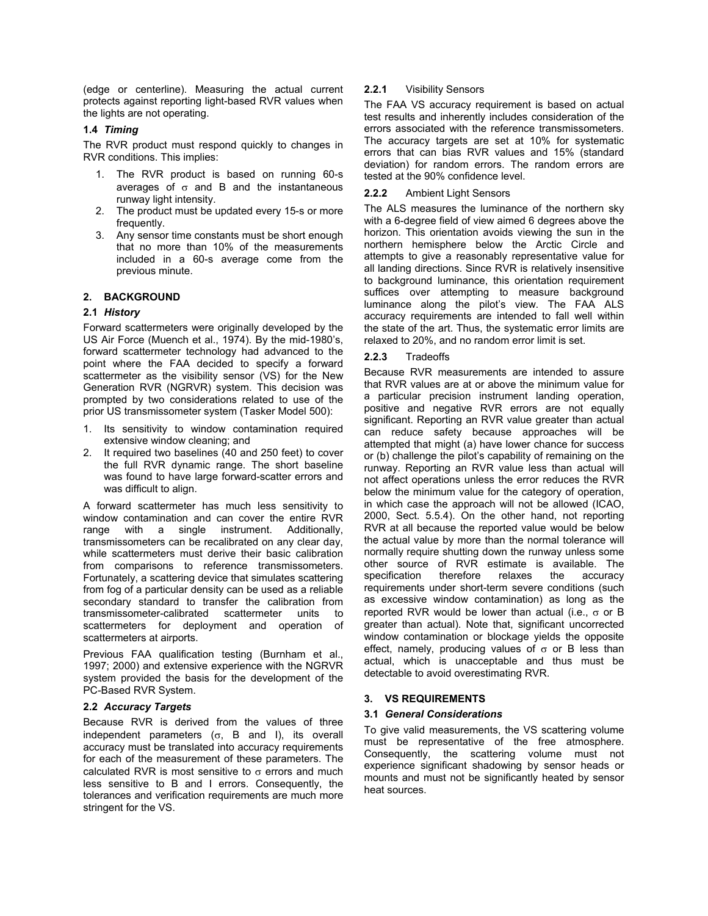(edge or centerline). Measuring the actual current protects against reporting light-based RVR values when the lights are not operating.

### 1.4 *Timing*

The RVR product must respond quickly to changes in RVR conditions. This implies:

1. The RVR product is based on running 60-s averages of $\sigma$ and B and the instantaneous runway light intensity.
2. The product must be updated every 15-s or more frequently.
3. Any sensor time constants must be short enough that no more than 10% of the measurements included in a 60-s average come from the previous minute.

## 2. BACKGROUND

### 2.1 *History*

Forward scattermeters were originally developed by the US Air Force (Muench et al., 1974). By the mid-1980's, forward scattermeter technology had advanced to the point where the FAA decided to specify a forward scattermeter as the visibility sensor (VS) for the New Generation RVR (NGRVR) system. This decision was prompted by two considerations related to use of the prior US transmissometer system (Tasker Model 500):

1. Its sensitivity to window contamination required extensive window cleaning; and
2. It required two baselines (40 and 250 feet) to cover the full RVR dynamic range. The short baseline was found to have large forward-scatter errors and was difficult to align.

A forward scattermeter has much less sensitivity to window contamination and can cover the entire RVR range with a single instrument. Additionally, transmissometers can be recalibrated on any clear day, while scattermeters must derive their basic calibration from comparisons to reference transmissometers. Fortunately, a scattering device that simulates scattering from fog of a particular density can be used as a reliable secondary standard to transfer the calibration from transmissometer-calibrated scattermeter units to scattermeters for deployment and operation of scattermeters at airports.

Previous FAA qualification testing (Burnham et al., 1997; 2000) and extensive experience with the NGRVR system provided the basis for the development of the PC-Based RVR System.

### 2.2 *Accuracy Targets*

Because RVR is derived from the values of three independent parameters ($\sigma$, B and I), its overall accuracy must be translated into accuracy requirements for each of the measurement of these parameters. The calculated RVR is most sensitive to $\sigma$ errors and much less sensitive to B and I errors. Consequently, the tolerances and verification requirements are much more stringent for the VS.

#### 2.2.1 Visibility Sensors

The FAA VS accuracy requirement is based on actual test results and inherently includes consideration of the errors associated with the reference transmissometers. The accuracy targets are set at 10% for systematic errors that can bias RVR values and 15% (standard deviation) for random errors. The random errors are tested at the 90% confidence level.

#### 2.2.2 Ambient Light Sensors

The ALS measures the luminance of the northern sky with a 6-degree field of view aimed 6 degrees above the horizon. This orientation avoids viewing the sun in the northern hemisphere below the Arctic Circle and attempts to give a reasonably representative value for all landing directions. Since RVR is relatively insensitive to background luminance, this orientation requirement suffices over attempting to measure background luminance along the pilot's view. The FAA ALS accuracy requirements are intended to fall well within the state of the art. Thus, the systematic error limits are relaxed to 20%, and no random error limit is set.

#### 2.2.3 Tradeoffs

Because RVR measurements are intended to assure that RVR values are at or above the minimum value for a particular precision instrument landing operation, positive and negative RVR errors are not equally significant. Reporting an RVR value greater than actual can reduce safety because approaches will be attempted that might (a) have lower chance for success or (b) challenge the pilot's capability of remaining on the runway. Reporting an RVR value less than actual will not affect operations unless the error reduces the RVR below the minimum value for the category of operation, in which case the approach will not be allowed (ICAO, 2000, Sect. 5.5.4). On the other hand, not reporting RVR at all because the reported value would be below the actual value by more than the normal tolerance will normally require shutting down the runway unless some other source of RVR estimate is available. The specification therefore relaxes the accuracy requirements under short-term severe conditions (such as excessive window contamination) as long as the reported RVR would be lower than actual (i.e., $\sigma$ or B greater than actual). Note that, significant uncorrected window contamination or blockage yields the opposite effect, namely, producing values of $\sigma$ or B less than actual, which is unacceptable and thus must be detectable to avoid overestimating RVR.

## 3. VS REQUIREMENTS

### 3.1 *General Considerations*

To give valid measurements, the VS scattering volume must be representative of the free atmosphere. Consequently, the scattering volume must not experience significant shadowing by sensor heads or mounts and must not be significantly heated by sensor heat sources.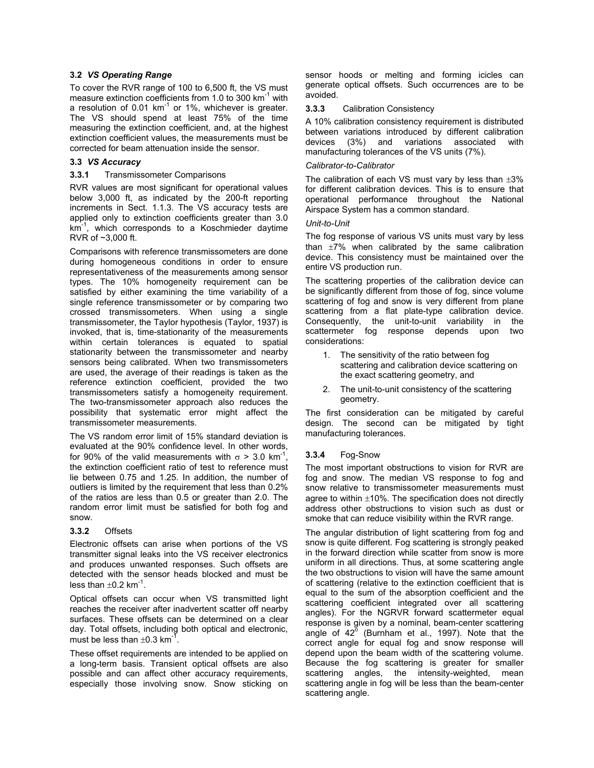### 3.2 *VS Operating Range*

To cover the RVR range of 100 to 6,500 ft, the VS must measure extinction coefficients from 1.0 to 300 $km^{-1}$ with a resolution of 0.01 $km^{-1}$ or 1%, whichever is greater. The VS should spend at least 75% of the time measuring the extinction coefficient, and, at the highest extinction coefficient values, the measurements must be corrected for beam attenuation inside the sensor.

### 3.3 *VS Accuracy*

#### 3.3.1 Transmissometer Comparisons

RVR values are most significant for operational values below 3,000 ft, as indicated by the 200-ft reporting increments in Sect. 1.1.3. The VS accuracy tests are applied only to extinction coefficients greater than 3.0 $km^{-1}$, which corresponds to a Koschmieder daytime RVR of ~3,000 ft.

Comparisons with reference transmissometers are done during homogeneous conditions in order to ensure representativeness of the measurements among sensor types. The 10% homogeneity requirement can be satisfied by either examining the time variability of a single reference transmissometer or by comparing two crossed transmissometers. When using a single transmissometer, the Taylor hypothesis (Taylor, 1937) is invoked, that is, time-stationarity of the measurements within certain tolerances is equated to spatial stationarity between the transmissometer and nearby sensors being calibrated. When two transmissometers are used, the average of their readings is taken as the reference extinction coefficient, provided the two transmissometers satisfy a homogeneity requirement. The two-transmissometer approach also reduces the possibility that systematic error might affect the transmissometer measurements.

The VS random error limit of 15% standard deviation is evaluated at the 90% confidence level. In other words, for 90% of the valid measurements with $\sigma > 3.0$ $km^{-1}$, the extinction coefficient ratio of test to reference must lie between 0.75 and 1.25. In addition, the number of outliers is limited by the requirement that less than 0.2% of the ratios are less than 0.5 or greater than 2.0. The random error limit must be satisfied for both fog and snow.

#### 3.3.2 Offsets

Electronic offsets can arise when portions of the VS transmitter signal leaks into the VS receiver electronics and produces unwanted responses. Such offsets are detected with the sensor heads blocked and must be less than $\pm 0.2$ $km^{-1}$.

Optical offsets can occur when VS transmitted light reaches the receiver after inadvertent scatter off nearby surfaces. These offsets can be determined on a clear day. Total offsets, including both optical and electronic, must be less than $\pm 0.3$ $km^{-1}$.

These offset requirements are intended to be applied on a long-term basis. Transient optical offsets are also possible and can affect other accuracy requirements, especially those involving snow. Snow sticking on sensor hoods or melting and forming icicles can generate optical offsets. Such occurrences are to be avoided.

#### 3.3.3 Calibration Consistency

A 10% calibration consistency requirement is distributed between variations introduced by different calibration devices (3%) and variations associated with manufacturing tolerances of the VS units (7%).

*Calibrator-to-Calibrator*

The calibration of each VS must vary by less than $\pm 3\%$ for different calibration devices. This is to ensure that operational performance throughout the National Airspace System has a common standard.

*Unit-to-Unit*

The fog response of various VS units must vary by less than $\pm 7\%$ when calibrated by the same calibration device. This consistency must be maintained over the entire VS production run.

The scattering properties of the calibration device can be significantly different from those of fog, since volume scattering of fog and snow is very different from plane scattering from a flat plate-type calibration device. Consequently, the unit-to-unit variability in the scattermeter fog response depends upon two considerations:

1. The sensitivity of the ratio between fog scattering and calibration device scattering on the exact scattering geometry, and
2. The unit-to-unit consistency of the scattering geometry.

The first consideration can be mitigated by careful design. The second can be mitigated by tight manufacturing tolerances.

#### 3.3.4 Fog-Snow

The most important obstructions to vision for RVR are fog and snow. The median VS response to fog and snow relative to transmissometer measurements must agree to within $\pm 10\%$. The specification does not directly address other obstructions to vision such as dust or smoke that can reduce visibility within the RVR range.

The angular distribution of light scattering from fog and snow is quite different. Fog scattering is strongly peaked in the forward direction while scatter from snow is more uniform in all directions. Thus, at some scattering angle the two obstructions to vision will have the same amount of scattering (relative to the extinction coefficient that is equal to the sum of the absorption coefficient and the scattering coefficient integrated over all scattering angles). For the NGRVR forward scattermeter equal response is given by a nominal, beam-center scattering angle of $42^{\circ}$ (Burnham et al., 1997). Note that the correct angle for equal fog and snow response will depend upon the beam width of the scattering volume. Because the fog scattering is greater for smaller scattering angles, the intensity-weighted, mean scattering angle in fog will be less than the beam-center scattering angle.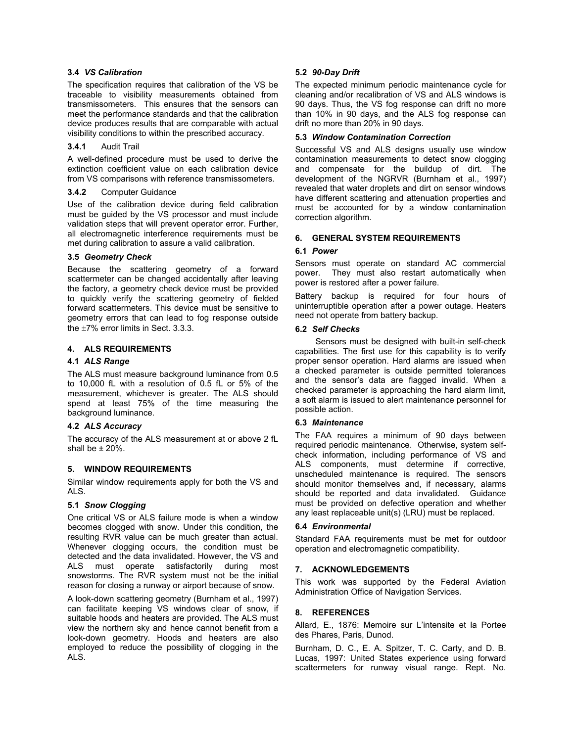### 3.4 *VS Calibration*

The specification requires that calibration of the VS be traceable to visibility measurements obtained from transmissometers. This ensures that the sensors can meet the performance standards and that the calibration device produces results that are comparable with actual visibility conditions to within the prescribed accuracy.

#### 3.4.1 Audit Trail

A well-defined procedure must be used to derive the extinction coefficient value on each calibration device from VS comparisons with reference transmissometers.

#### 3.4.2 Computer Guidance

Use of the calibration device during field calibration must be guided by the VS processor and must include validation steps that will prevent operator error. Further, all electromagnetic interference requirements must be met during calibration to assure a valid calibration.

### 3.5 *Geometry Check*

Because the scattering geometry of a forward scattermeter can be changed accidentally after leaving the factory, a geometry check device must be provided to quickly verify the scattering geometry of fielded forward scattermeters. This device must be sensitive to geometry errors that can lead to fog response outside the $\pm 7\%$ error limits in Sect. 3.3.3.

## 4. ALS REQUIREMENTS

### 4.1 *ALS Range*

The ALS must measure background luminance from 0.5 to 10,000 fL with a resolution of 0.5 fL or 5% of the measurement, whichever is greater. The ALS should spend at least 75% of the time measuring the background luminance.

### 4.2 *ALS Accuracy*

The accuracy of the ALS measurement at or above 2 fL shall be $\pm$ 20%.

## 5. WINDOW REQUIREMENTS

Similar window requirements apply for both the VS and ALS.

### 5.1 *Snow Clogging*

One critical VS or ALS failure mode is when a window becomes clogged with snow. Under this condition, the resulting RVR value can be much greater than actual. Whenever clogging occurs, the condition must be detected and the data invalidated. However, the VS and ALS must operate satisfactorily during most snowstorms. The RVR system must not be the initial reason for closing a runway or airport because of snow.

A look-down scattering geometry (Burnham et al., 1997) can facilitate keeping VS windows clear of snow, if suitable hoods and heaters are provided. The ALS must view the northern sky and hence cannot benefit from a look-down geometry. Hoods and heaters are also employed to reduce the possibility of clogging in the ALS.

### 5.2 *90-Day Drift*

The expected minimum periodic maintenance cycle for cleaning and/or recalibration of VS and ALS windows is 90 days. Thus, the VS fog response can drift no more than 10% in 90 days, and the ALS fog response can drift no more than 20% in 90 days.

### 5.3 *Window Contamination Correction*

Successful VS and ALS designs usually use window contamination measurements to detect snow clogging and compensate for the buildup of dirt. The development of the NGRVR (Burnham et al., 1997) revealed that water droplets and dirt on sensor windows have different scattering and attenuation properties and must be accounted for by a window contamination correction algorithm.

## 6. GENERAL SYSTEM REQUIREMENTS

### 6.1 *Power*

Sensors must operate on standard AC commercial power. They must also restart automatically when power is restored after a power failure.

Battery backup is required for four hours of uninterruptible operation after a power outage. Heaters need not operate from battery backup.

### 6.2 *Self Checks*

Sensors must be designed with built-in self-check capabilities. The first use for this capability is to verify proper sensor operation. Hard alarms are issued when a checked parameter is outside permitted tolerances and the sensor's data are flagged invalid. When a checked parameter is approaching the hard alarm limit, a soft alarm is issued to alert maintenance personnel for possible action.

### 6.3 *Maintenance*

The FAA requires a minimum of 90 days between required periodic maintenance. Otherwise, system self-check information, including performance of VS and ALS components, must determine if corrective, unscheduled maintenance is required. The sensors should monitor themselves and, if necessary, alarms should be reported and data invalidated. Guidance must be provided on defective operation and whether any least replaceable unit(s) (LRU) must be replaced.

### 6.4 *Environmental*

Standard FAA requirements must be met for outdoor operation and electromagnetic compatibility.

## 7. ACKNOWLEDGEMENTS

This work was supported by the Federal Aviation Administration Office of Navigation Services.

## 8. REFERENCES

Allard, E., 1876: Memoire sur L'intensite et la Portee des Phares, Paris, Dunod.

Burnham, D. C., E. A. Spitzer, T. C. Carty, and D. B. Lucas, 1997: United States experience using forward scattermeters for runway visual range. Rept. No.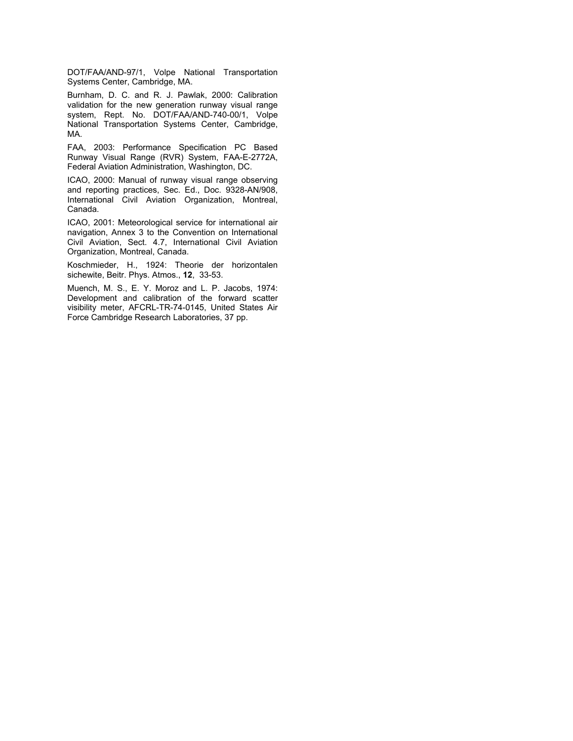DOT/FAA/AND-97/1, Volpe National Transportation Systems Center, Cambridge, MA.

Burnham, D. C. and R. J. Pawlak, 2000: Calibration validation for the new generation runway visual range system, Rept. No. DOT/FAA/AND-740-00/1, Volpe National Transportation Systems Center, Cambridge, MA.

FAA, 2003: Performance Specification PC Based Runway Visual Range (RVR) System, FAA-E-2772A, Federal Aviation Administration, Washington, DC.

ICAO, 2000: Manual of runway visual range observing and reporting practices, Sec. Ed., Doc. 9328-AN/908, International Civil Aviation Organization, Montreal, Canada.

ICAO, 2001: Meteorological service for international air navigation, Annex 3 to the Convention on International Civil Aviation, Sect. 4.7, International Civil Aviation Organization, Montreal, Canada.

Koschmieder, H., 1924: Theorie der horizontalen sichewite, Beitr. Phys. Atmos., **12**, 33-53.

Muench, M. S., E. Y. Moroz and L. P. Jacobs, 1974: Development and calibration of the forward scatter visibility meter, AFCRL-TR-74-0145, United States Air Force Cambridge Research Laboratories, 37 pp.